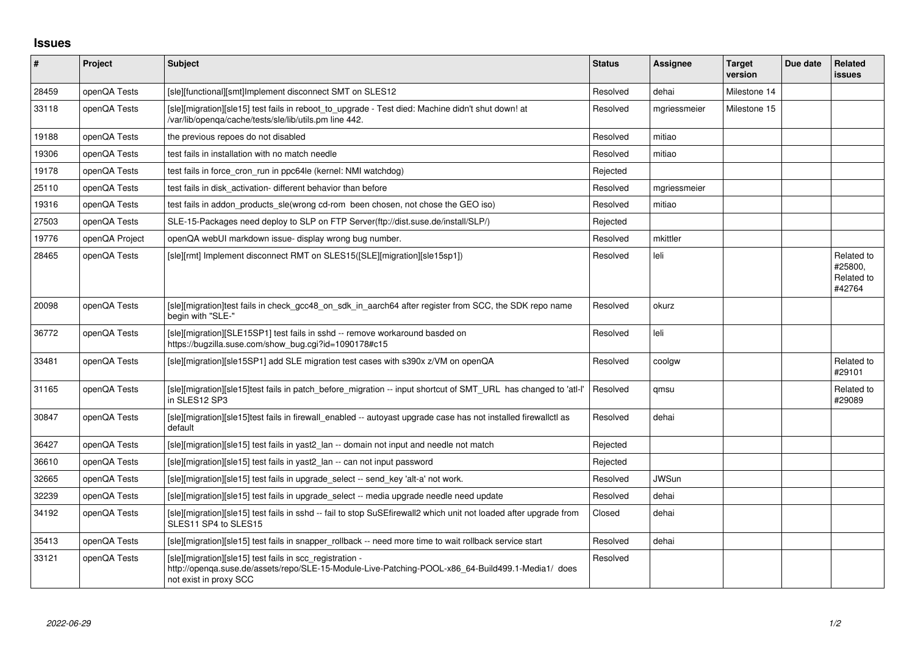# Issues

| # | Project | Subject | Status | Assignee | Target version | Due date | Related issues |
|---|---|---|---|---|---|---|---|
| 28459 | openQA Tests | [sle][functional][smt]Implement disconnect SMT on SLES12 | Resolved | dehai | Milestone 14 | | |
| 33118 | openQA Tests | [sle][migration][sle15] test fails in reboot_to_upgrade - Test died: Machine didn't shut down! at /var/lib/openqa/cache/tests/sle/lib/utils.pm line 442. | Resolved | mgriessmeier | Milestone 15 | | |
| 19188 | openQA Tests | the previous repoes do not disabled | Resolved | mitiao | | | |
| 19306 | openQA Tests | test fails in installation with no match needle | Resolved | mitiao | | | |
| 19178 | openQA Tests | test fails in force_cron_run in ppc64le (kernel: NMI watchdog) | Rejected | | | | |
| 25110 | openQA Tests | test fails in disk_activation- different behavior than before | Resolved | mgriessmeier | | | |
| 19316 | openQA Tests | test fails in addon_products_sle(wrong cd-rom been chosen, not chose the GEO iso) | Resolved | mitiao | | | |
| 27503 | openQA Tests | SLE-15-Packages need deploy to SLP on FTP Server(ftp://dist.suse.de/install/SLP/) | Rejected | | | | |
| 19776 | openQA Project | openQA webUI markdown issue- display wrong bug number. | Resolved | mkittler | | | |
| 28465 | openQA Tests | [sle][rmt] Implement disconnect RMT on SLES15([SLE][migration][sle15sp1]) | Resolved | leli | | | Related to #25800, Related to #42764 |
| 20098 | openQA Tests | [sle][migration]test fails in check_gcc48_on_sdk_in_aarch64 after register from SCC, the SDK repo name begin with "SLE-" | Resolved | okurz | | | |
| 36772 | openQA Tests | [sle][migration][SLE15SP1] test fails in sshd -- remove workaround basded on https://bugzilla.suse.com/show_bug.cgi?id=1090178#c15 | Resolved | leli | | | |
| 33481 | openQA Tests | [sle][migration][sle15SP1] add SLE migration test cases with s390x z/VM on openQA | Resolved | coolgw | | | Related to #29101 |
| 31165 | openQA Tests | [sle][migration][sle15]test fails in patch_before_migration -- input shortcut of SMT_URL has changed to 'atl-l' in SLES12 SP3 | Resolved | qmsu | | | Related to #29089 |
| 30847 | openQA Tests | [sle][migration][sle15]test fails in firewall_enabled -- autoyast upgrade case has not installed firewallctl as default | Resolved | dehai | | | |
| 36427 | openQA Tests | [sle][migration][sle15] test fails in yast2_lan -- domain not input and needle not match | Rejected | | | | |
| 36610 | openQA Tests | [sle][migration][sle15] test fails in yast2_lan -- can not input password | Rejected | | | | |
| 32665 | openQA Tests | [sle][migration][sle15] test fails in upgrade_select -- send_key 'alt-a' not work. | Resolved | JWSun | | | |
| 32239 | openQA Tests | [sle][migration][sle15] test fails in upgrade_select -- media upgrade needle need update | Resolved | dehai | | | |
| 34192 | openQA Tests | [sle][migration][sle15] test fails in sshd -- fail to stop SuSEfirewall2 which unit not loaded after upgrade from SLES11 SP4 to SLES15 | Closed | dehai | | | |
| 35413 | openQA Tests | [sle][migration][sle15] test fails in snapper_rollback -- need more time to wait rollback service start | Resolved | dehai | | | |
| 33121 | openQA Tests | [sle][migration][sle15] test fails in scc_registration - http://openqa.suse.de/assets/repo/SLE-15-Module-Live-Patching-POOL-x86_64-Build499.1-Media1/ does not exist in proxy SCC | Resolved | | | | |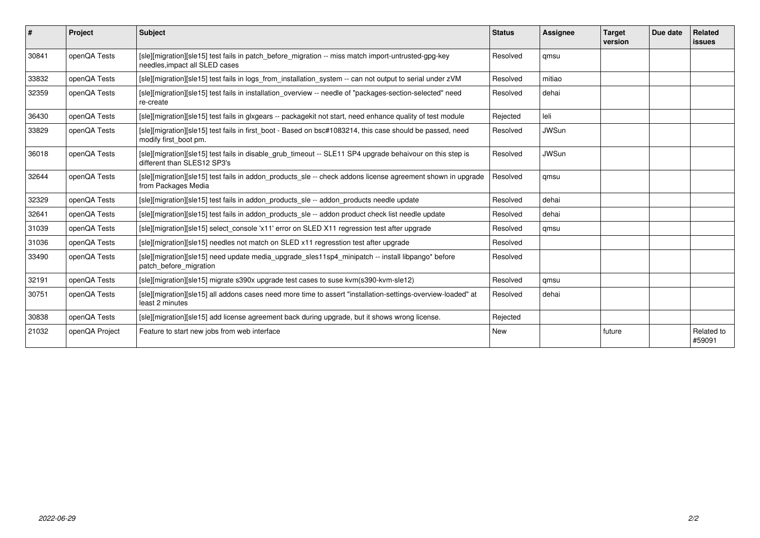| # | Project | Subject | Status | Assignee | Target version | Due date | Related issues |
|---|---|---|---|---|---|---|---|
| 30841 | openQA Tests | [sle][migration][sle15] test fails in patch_before_migration -- miss match import-untrusted-gpg-key needles,impact all SLED cases | Resolved | qmsu | | | |
| 33832 | openQA Tests | [sle][migration][sle15] test fails in logs_from_installation_system -- can not output to serial under zVM | Resolved | mitiao | | | |
| 32359 | openQA Tests | [sle][migration][sle15] test fails in installation_overview -- needle of "packages-section-selected" need re-create | Resolved | dehai | | | |
| 36430 | openQA Tests | [sle][migration][sle15] test fails in glxgears -- packagekit not start, need enhance quality of test module | Rejected | leli | | | |
| 33829 | openQA Tests | [sle][migration][sle15] test fails in first_boot - Based on bsc#1083214, this case should be passed, need modify first_boot pm. | Resolved | JWSun | | | |
| 36018 | openQA Tests | [sle][migration][sle15] test fails in disable_grub_timeout -- SLE11 SP4 upgrade behaivour on this step is different than SLES12 SP3's | Resolved | JWSun | | | |
| 32644 | openQA Tests | [sle][migration][sle15] test fails in addon_products_sle -- check addons license agreement shown in upgrade from Packages Media | Resolved | qmsu | | | |
| 32329 | openQA Tests | [sle][migration][sle15] test fails in addon_products_sle -- addon_products needle update | Resolved | dehai | | | |
| 32641 | openQA Tests | [sle][migration][sle15] test fails in addon_products_sle -- addon product check list needle update | Resolved | dehai | | | |
| 31039 | openQA Tests | [sle][migration][sle15] select_console 'x11' error on SLED X11 regression test after upgrade | Resolved | qmsu | | | |
| 31036 | openQA Tests | [sle][migration][sle15] needles not match on SLED x11 regresstion test after upgrade | Resolved | | | | |
| 33490 | openQA Tests | [sle][migration][sle15] need update media_upgrade_sles11sp4_minipatch -- install libpango* before patch_before_migration | Resolved | | | | |
| 32191 | openQA Tests | [sle][migration][sle15] migrate s390x upgrade test cases to suse kvm(s390-kvm-sle12) | Resolved | qmsu | | | |
| 30751 | openQA Tests | [sle][migration][sle15] all addons cases need more time to assert "installation-settings-overview-loaded" at least 2 minutes | Resolved | dehai | | | |
| 30838 | openQA Tests | [sle][migration][sle15] add license agreement back during upgrade, but it shows wrong license. | Rejected | | | | |
| 21032 | openQA Project | Feature to start new jobs from web interface | New | | future | | Related to #59091 |